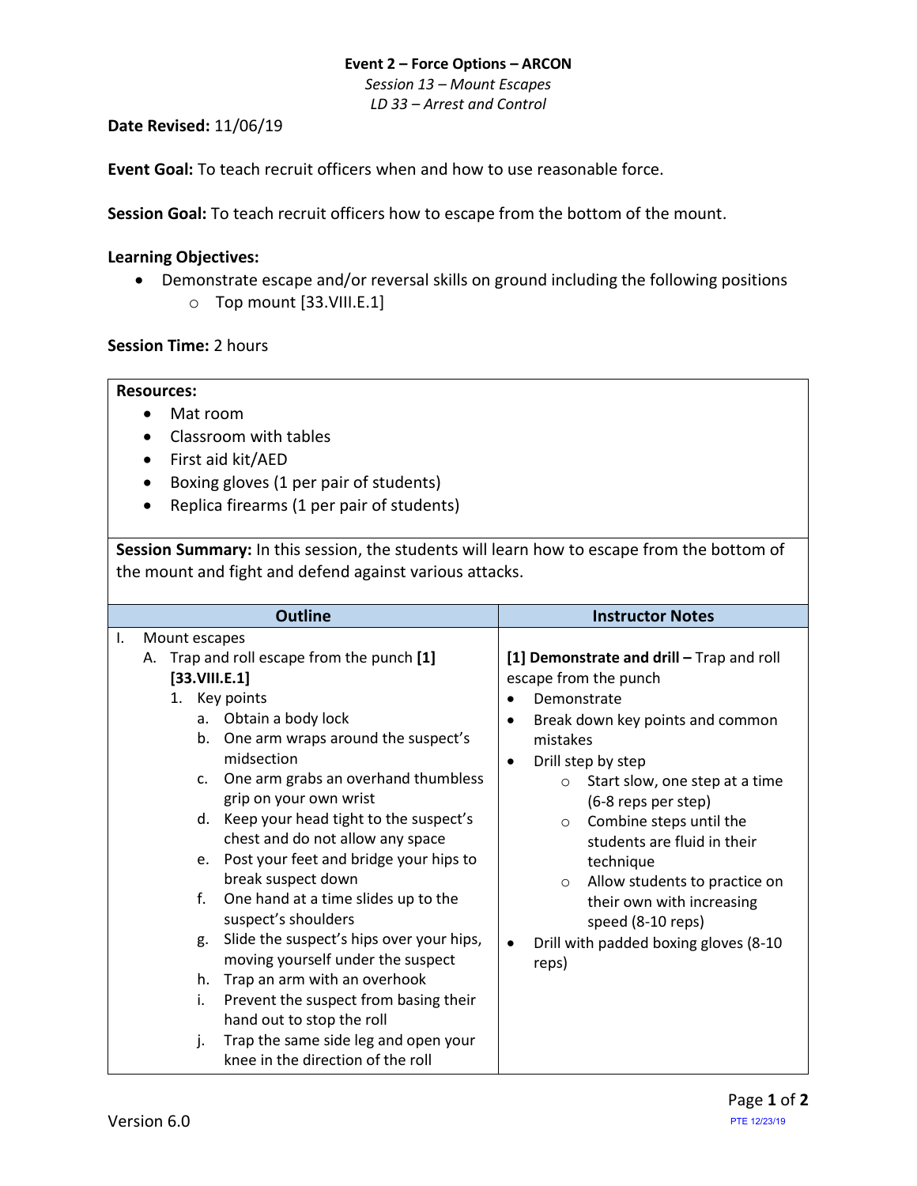**Event 2 – Force Options – ARCON**

*Session 13 – Mount Escapes*

*LD 33 – Arrest and Control*

**Date Revised:** 11/06/19

**Event Goal:** To teach recruit officers when and how to use reasonable force.

**Session Goal:** To teach recruit officers how to escape from the bottom of the mount.

**Learning Objectives:**

- Demonstrate escape and/or reversal skills on ground including the following positions
  - Top mount [33.VIII.E.1]

**Session Time:** 2 hours

**Resources:**

- Mat room
- Classroom with tables
- First aid kit/AED
- Boxing gloves (1 per pair of students)
- Replica firearms (1 per pair of students)

**Session Summary:** In this session, the students will learn how to escape from the bottom of the mount and fight and defend against various attacks.

| Outline | Instructor Notes |
| --- | --- |
| I. Mount escapes<br>A. Trap and roll escape from the punch **[1]** **[33.VIII.E.1]**<br>1. Key points<br>a. Obtain a body lock<br>b. One arm wraps around the suspect's midsection<br>c. One arm grabs an overhand thumbless grip on your own wrist<br>d. Keep your head tight to the suspect's chest and do not allow any space<br>e. Post your feet and bridge your hips to break suspect down<br>f. One hand at a time slides up to the suspect's shoulders<br>g. Slide the suspect's hips over your hips, moving yourself under the suspect<br>h. Trap an arm with an overhook<br>i. Prevent the suspect from basing their hand out to stop the roll<br>j. Trap the same side leg and open your knee in the direction of the roll | **[1] Demonstrate and drill –** Trap and roll escape from the punch<br>• Demonstrate<br>• Break down key points and common mistakes<br>• Drill step by step<br>○ Start slow, one step at a time (6-8 reps per step)<br>○ Combine steps until the students are fluid in their technique<br>○ Allow students to practice on their own with increasing speed (8-10 reps)<br>• Drill with padded boxing gloves (8-10 reps) |

Version 6.0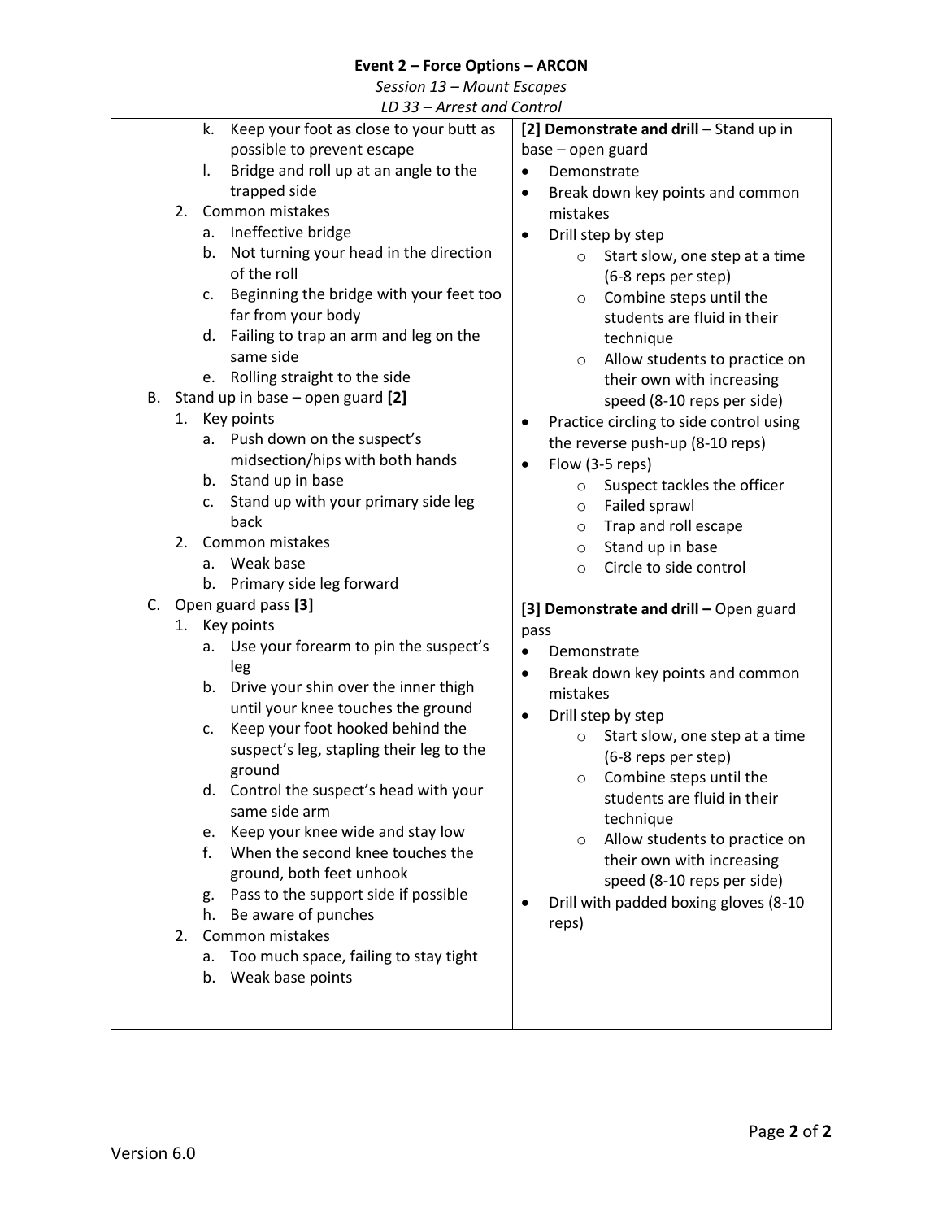**Event 2 – Force Options – ARCON**

*Session 13 – Mount Escapes*

*LD 33 – Arrest and Control*

| | |
|---|---|
| k. Keep your foot as close to your butt as possible to prevent escape<br>l. Bridge and roll up at an angle to the trapped side<br>2. Common mistakes<br>a. Ineffective bridge<br>b. Not turning your head in the direction of the roll<br>c. Beginning the bridge with your feet too far from your body<br>d. Failing to trap an arm and leg on the same side<br>e. Rolling straight to the side<br>B. Stand up in base – open guard **[2]**<br>1. Key points<br>a. Push down on the suspect's midsection/hips with both hands<br>b. Stand up in base<br>c. Stand up with your primary side leg back<br>2. Common mistakes<br>a. Weak base<br>b. Primary side leg forward<br>C. Open guard pass **[3]**<br>1. Key points<br>a. Use your forearm to pin the suspect's leg<br>b. Drive your shin over the inner thigh until your knee touches the ground<br>c. Keep your foot hooked behind the suspect's leg, stapling their leg to the ground<br>d. Control the suspect's head with your same side arm<br>e. Keep your knee wide and stay low<br>f. When the second knee touches the ground, both feet unhook<br>g. Pass to the support side if possible<br>h. Be aware of punches<br>2. Common mistakes<br>a. Too much space, failing to stay tight<br>b. Weak base points | **[2] Demonstrate and drill –** Stand up in base – open guard<br>• Demonstrate<br>• Break down key points and common mistakes<br>• Drill step by step<br>  ○ Start slow, one step at a time (6-8 reps per step)<br>  ○ Combine steps until the students are fluid in their technique<br>  ○ Allow students to practice on their own with increasing speed (8-10 reps per side)<br>• Practice circling to side control using the reverse push-up (8-10 reps)<br>• Flow (3-5 reps)<br>  ○ Suspect tackles the officer<br>  ○ Failed sprawl<br>  ○ Trap and roll escape<br>  ○ Stand up in base<br>  ○ Circle to side control<br><br>**[3] Demonstrate and drill –** Open guard pass<br>• Demonstrate<br>• Break down key points and common mistakes<br>• Drill step by step<br>  ○ Start slow, one step at a time (6-8 reps per step)<br>  ○ Combine steps until the students are fluid in their technique<br>  ○ Allow students to practice on their own with increasing speed (8-10 reps per side)<br>• Drill with padded boxing gloves (8-10 reps) |

Version 6.0